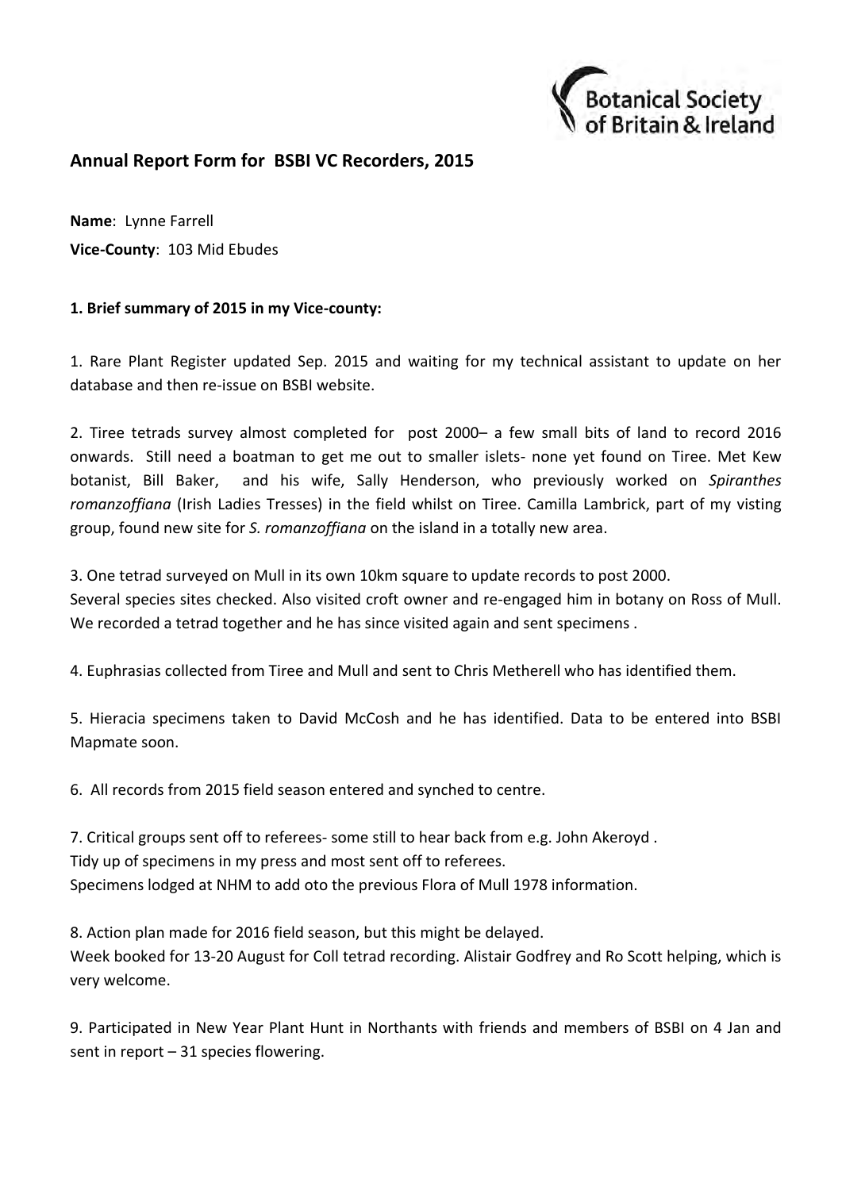## Annual Report Form for BSBI VC Recorders, 2015

**Name**: Lynne Farrell

**Vice-County**: 103 Mid Ebudes

**1. Brief summary of 2015 in my Vice-county:**

1. Rare Plant Register updated Sep. 2015 and waiting for my technical assistant to update on her database and then re-issue on BSBI website.

2. Tiree tetrads survey almost completed for post 2000– a few small bits of land to record 2016 onwards. Still need a boatman to get me out to smaller islets- none yet found on Tiree. Met Kew botanist, Bill Baker, and his wife, Sally Henderson, who previously worked on *Spiranthes romanzoffiana* (Irish Ladies Tresses) in the field whilst on Tiree. Camilla Lambrick, part of my visting group, found new site for *S. romanzoffiana* on the island in a totally new area.

3. One tetrad surveyed on Mull in its own 10km square to update records to post 2000.
Several species sites checked. Also visited croft owner and re-engaged him in botany on Ross of Mull. We recorded a tetrad together and he has since visited again and sent specimens .

4. Euphrasias collected from Tiree and Mull and sent to Chris Metherell who has identified them.

5. Hieracia specimens taken to David McCosh and he has identified. Data to be entered into BSBI Mapmate soon.

6. All records from 2015 field season entered and synched to centre.

7. Critical groups sent off to referees- some still to hear back from e.g. John Akeroyd .
Tidy up of specimens in my press and most sent off to referees.
Specimens lodged at NHM to add oto the previous Flora of Mull 1978 information.

8. Action plan made for 2016 field season, but this might be delayed.
Week booked for 13-20 August for Coll tetrad recording. Alistair Godfrey and Ro Scott helping, which is very welcome.

9. Participated in New Year Plant Hunt in Northants with friends and members of BSBI on 4 Jan and sent in report – 31 species flowering.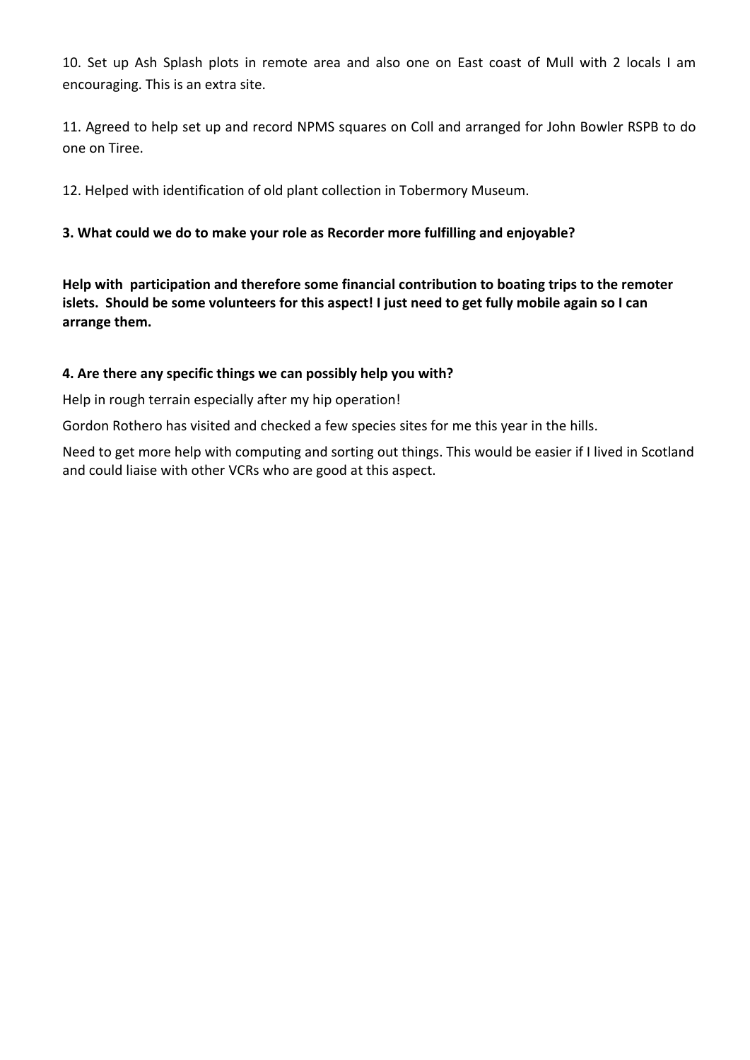10. Set up Ash Splash plots in remote area and also one on East coast of Mull with 2 locals I am encouraging. This is an extra site.

11. Agreed to help set up and record NPMS squares on Coll and arranged for John Bowler RSPB to do one on Tiree.

12. Helped with identification of old plant collection in Tobermory Museum.

**3. What could we do to make your role as Recorder more fulfilling and enjoyable?**

**Help with participation and therefore some financial contribution to boating trips to the remoter islets. Should be some volunteers for this aspect! I just need to get fully mobile again so I can arrange them.**

**4. Are there any specific things we can possibly help you with?**

Help in rough terrain especially after my hip operation!

Gordon Rothero has visited and checked a few species sites for me this year in the hills.

Need to get more help with computing and sorting out things. This would be easier if I lived in Scotland and could liaise with other VCRs who are good at this aspect.